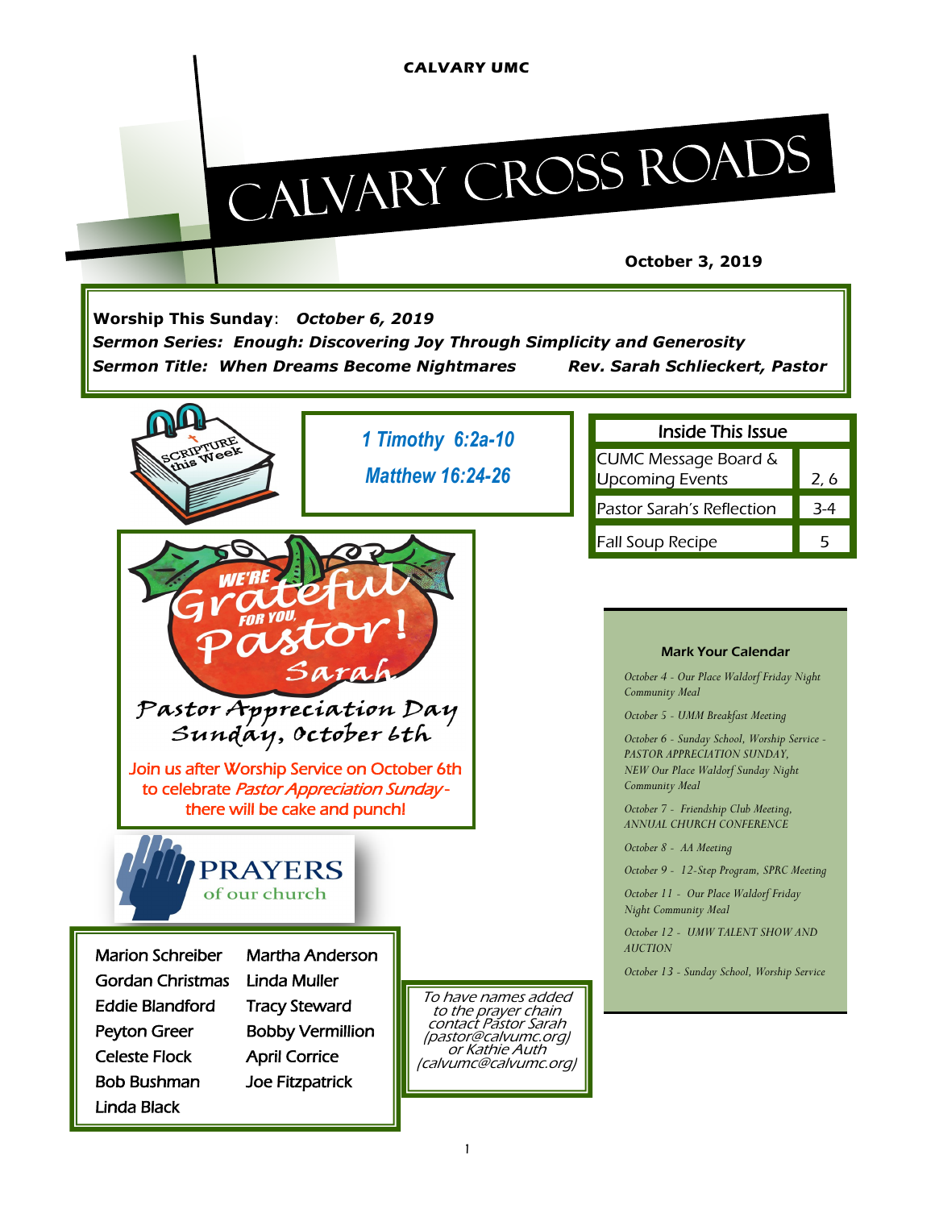CALVARY UMC

# Calvary Cross Roads

**October 3, 2019**

**Worship This Sunday**: ***October 6, 2019***
***Sermon Series: Enough: Discovering Joy Through Simplicity and Generosity***
***Sermon Title: When Dreams Become Nightmares*** ***Rev. Sarah Schlieckert, Pastor***

SCRIPTURE this Week

*1 Timothy 6:2a-10*
*Matthew 16:24-26*

| Inside This Issue | |
|---|---|
| CUMC Message Board & Upcoming Events | 2, 6 |
| Pastor Sarah's Reflection | 3-4 |
| Fall Soup Recipe | 5 |

WE'RE Grateful FOR YOU, Pastor! Sarah

Pastor Appreciation Day
Sunday, October 6th

Join us after Worship Service on October 6th to celebrate *Pastor Appreciation Sunday* - there will be cake and punch!

**Mark Your Calendar**

*October 4 - Our Place Waldorf Friday Night Community Meal*

*October 5 - UMM Breakfast Meeting*

*October 6 - Sunday School, Worship Service - PASTOR APPRECIATION SUNDAY, NEW Our Place Waldorf Sunday Night Community Meal*

*October 7 - Friendship Club Meeting, ANNUAL CHURCH CONFERENCE*

*October 8 - AA Meeting*

*October 9 - 12-Step Program, SPRC Meeting*

*October 11 - Our Place Waldorf Friday Night Community Meal*

*October 12 - UMW TALENT SHOW AND AUCTION*

*October 13 - Sunday School, Worship Service*

## PRAYERS of our church

- Marion Schreiber
- Gordan Christmas
- Eddie Blandford
- Peyton Greer
- Celeste Flock
- Bob Bushman
- Linda Black
- Martha Anderson
- Linda Muller
- Tracy Steward
- Bobby Vermillion
- April Corrice
- Joe Fitzpatrick

*To have names added to the prayer chain contact Pastor Sarah (pastor@calvumc.org) or Kathie Auth (calvumc@calvumc.org)*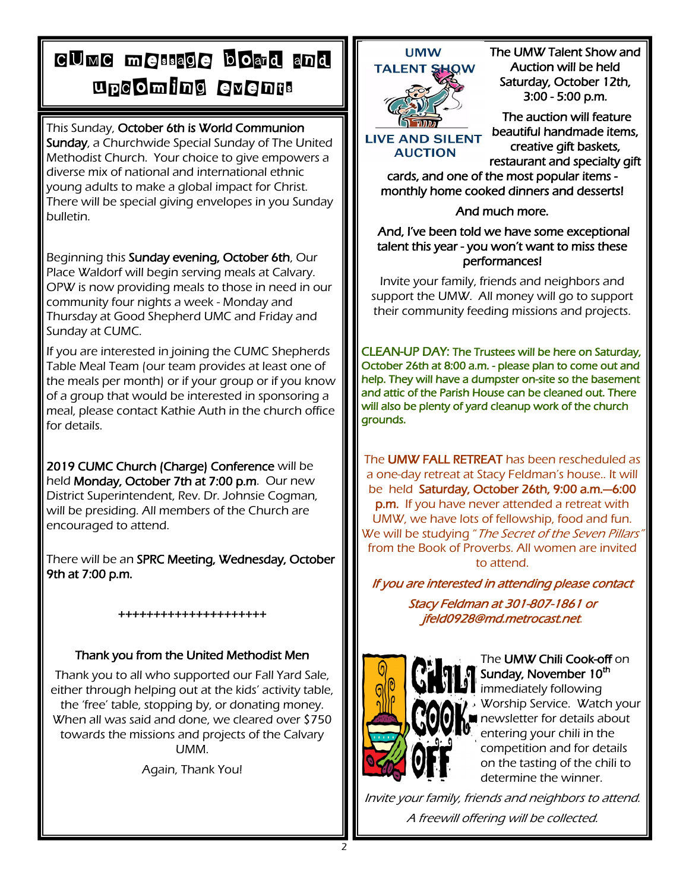# CUMC message board and upcoming events

This Sunday, **October 6th is World Communion Sunday**, a Churchwide Special Sunday of The United Methodist Church. Your choice to give empowers a diverse mix of national and international ethnic young adults to make a global impact for Christ. There will be special giving envelopes in you Sunday bulletin.

Beginning this **Sunday evening, October 6th**, Our Place Waldorf will begin serving meals at Calvary. OPW is now providing meals to those in need in our community four nights a week - Monday and Thursday at Good Shepherd UMC and Friday and Sunday at CUMC.

If you are interested in joining the CUMC Shepherds Table Meal Team (our team provides at least one of the meals per month) or if your group or if you know of a group that would be interested in sponsoring a meal, please contact Kathie Auth in the church office for details.

**2019 CUMC Church (Charge) Conference** will be held **Monday, October 7th at 7:00 p.m**. Our new District Superintendent, Rev. Dr. Johnsie Cogman, will be presiding. All members of the Church are encouraged to attend.

There will be an **SPRC Meeting, Wednesday, October 9th at 7:00 p.m.**

+++++++++++++++++++++

**Thank you from the United Methodist Men**

Thank you to all who supported our Fall Yard Sale, either through helping out at the kids' activity table, the 'free' table, stopping by, or donating money. When all was said and done, we cleared over $750 towards the missions and projects of the Calvary UMM.

Again, Thank You!

**UMW TALENT SHOW**

**LIVE AND SILENT AUCTION**

The UMW Talent Show and Auction will be held Saturday, October 12th, 3:00 - 5:00 p.m.

The auction will feature beautiful handmade items, creative gift baskets, restaurant and specialty gift cards, and one of the most popular items - monthly home cooked dinners and desserts!

And much more.

And, I've been told we have some exceptional talent this year - you won't want to miss these performances!

Invite your family, friends and neighbors and support the UMW. All money will go to support their community feeding missions and projects.

**CLEAN-UP DAY:** The Trustees will be here on Saturday, October 26th at 8:00 a.m. - please plan to come out and help. They will have a dumpster on-site so the basement and attic of the Parish House can be cleaned out. There will also be plenty of yard cleanup work of the church grounds.

The **UMW FALL RETREAT** has been rescheduled as a one-day retreat at Stacy Feldman's house.. It will be held **Saturday, October 26th, 9:00 a.m.—6:00 p.m.** If you have never attended a retreat with UMW, we have lots of fellowship, food and fun. We will be studying "*The Secret of the Seven Pillars*" from the Book of Proverbs. All women are invited to attend.

*If you are interested in attending please contact Stacy Feldman at 301-807-1861 or jfeld0928@md.metrocast.net.*

**CHILI COOK-OFF**

The **UMW Chili Cook-off** on **Sunday, November 10th** immediately following Worship Service. Watch your newsletter for details about entering your chili in the competition and for details on the tasting of the chili to determine the winner.

*Invite your family, friends and neighbors to attend.*

*A freewill offering will be collected.*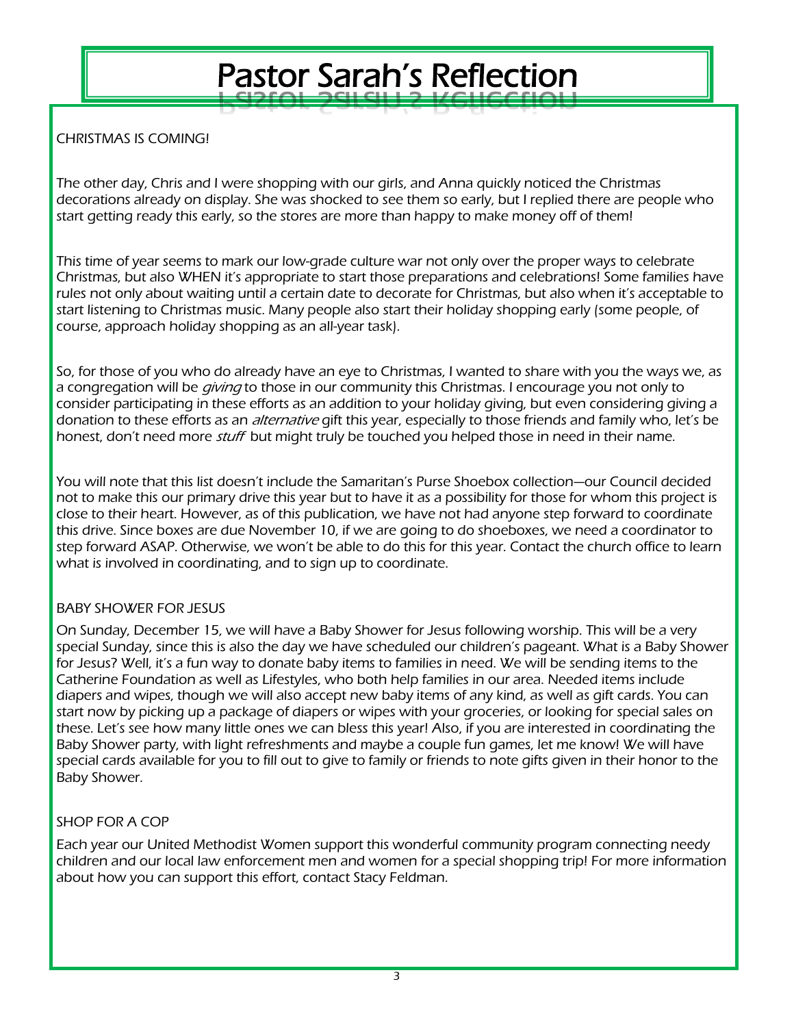# Pastor Sarah's Reflection

## CHRISTMAS IS COMING!

The other day, Chris and I were shopping with our girls, and Anna quickly noticed the Christmas decorations already on display. She was shocked to see them so early, but I replied there are people who start getting ready this early, so the stores are more than happy to make money off of them!

This time of year seems to mark our low-grade culture war not only over the proper ways to celebrate Christmas, but also WHEN it's appropriate to start those preparations and celebrations! Some families have rules not only about waiting until a certain date to decorate for Christmas, but also when it's acceptable to start listening to Christmas music. Many people also start their holiday shopping early (some people, of course, approach holiday shopping as an all-year task).

So, for those of you who do already have an eye to Christmas, I wanted to share with you the ways we, as a congregation will be *giving* to those in our community this Christmas. I encourage you not only to consider participating in these efforts as an addition to your holiday giving, but even considering giving a donation to these efforts as an *alternative* gift this year, especially to those friends and family who, let's be honest, don't need more *stuff* but might truly be touched you helped those in need in their name.

You will note that this list doesn't include the Samaritan's Purse Shoebox collection—our Council decided not to make this our primary drive this year but to have it as a possibility for those for whom this project is close to their heart. However, as of this publication, we have not had anyone step forward to coordinate this drive. Since boxes are due November 10, if we are going to do shoeboxes, we need a coordinator to step forward ASAP. Otherwise, we won't be able to do this for this year. Contact the church office to learn what is involved in coordinating, and to sign up to coordinate.

## BABY SHOWER FOR JESUS

On Sunday, December 15, we will have a Baby Shower for Jesus following worship. This will be a very special Sunday, since this is also the day we have scheduled our children's pageant. What is a Baby Shower for Jesus? Well, it's a fun way to donate baby items to families in need. We will be sending items to the Catherine Foundation as well as Lifestyles, who both help families in our area. Needed items include diapers and wipes, though we will also accept new baby items of any kind, as well as gift cards. You can start now by picking up a package of diapers or wipes with your groceries, or looking for special sales on these. Let's see how many little ones we can bless this year! Also, if you are interested in coordinating the Baby Shower party, with light refreshments and maybe a couple fun games, let me know! We will have special cards available for you to fill out to give to family or friends to note gifts given in their honor to the Baby Shower.

## SHOP FOR A COP

Each year our United Methodist Women support this wonderful community program connecting needy children and our local law enforcement men and women for a special shopping trip! For more information about how you can support this effort, contact Stacy Feldman.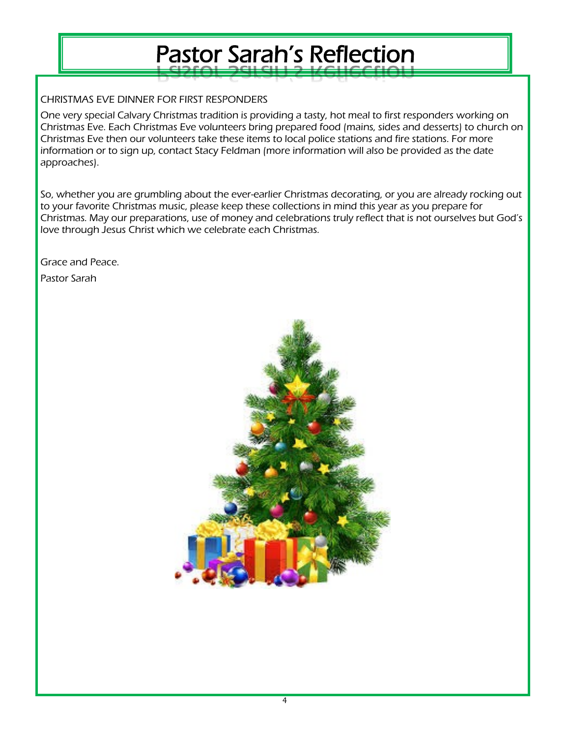# Pastor Sarah's Reflection

CHRISTMAS EVE DINNER FOR FIRST RESPONDERS

One very special Calvary Christmas tradition is providing a tasty, hot meal to first responders working on Christmas Eve. Each Christmas Eve volunteers bring prepared food (mains, sides and desserts) to church on Christmas Eve then our volunteers take these items to local police stations and fire stations. For more information or to sign up, contact Stacy Feldman (more information will also be provided as the date approaches).

So, whether you are grumbling about the ever-earlier Christmas decorating, or you are already rocking out to your favorite Christmas music, please keep these collections in mind this year as you prepare for Christmas. May our preparations, use of money and celebrations truly reflect that is not ourselves but God's love through Jesus Christ which we celebrate each Christmas.

Grace and Peace.

Pastor Sarah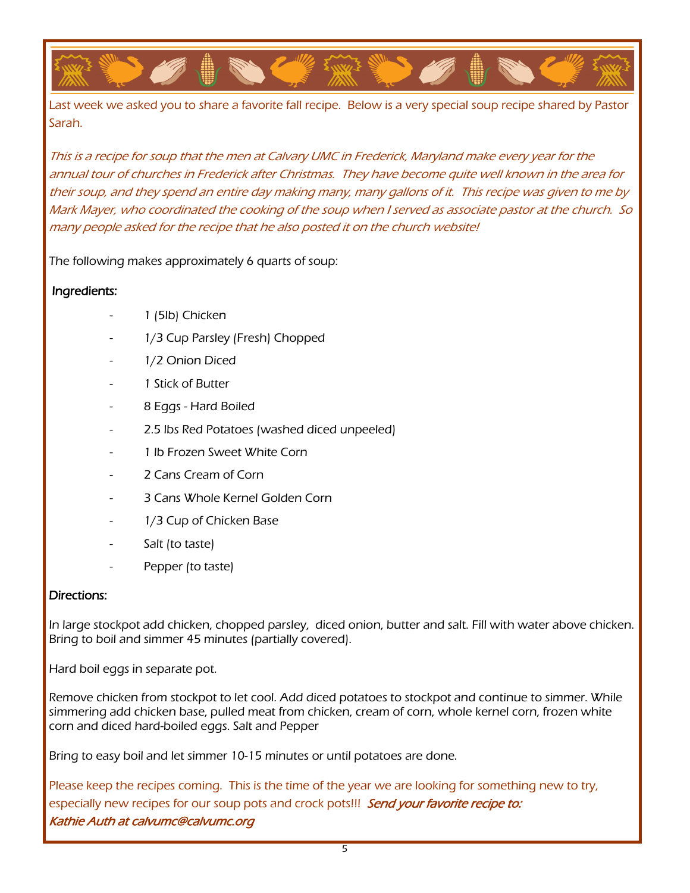Last week we asked you to share a favorite fall recipe. Below is a very special soup recipe shared by Pastor Sarah.

*This is a recipe for soup that the men at Calvary UMC in Frederick, Maryland make every year for the annual tour of churches in Frederick after Christmas. They have become quite well known in the area for their soup, and they spend an entire day making many, many gallons of it. This recipe was given to me by Mark Mayer, who coordinated the cooking of the soup when I served as associate pastor at the church. So many people asked for the recipe that he also posted it on the church website!*

The following makes approximately 6 quarts of soup:

**Ingredients:**

- 1 (5lb) Chicken
- 1/3 Cup Parsley (Fresh) Chopped
- 1/2 Onion Diced
- 1 Stick of Butter
- 8 Eggs - Hard Boiled
- 2.5 lbs Red Potatoes (washed diced unpeeled)
- 1 lb Frozen Sweet White Corn
- 2 Cans Cream of Corn
- 3 Cans Whole Kernel Golden Corn
- 1/3 Cup of Chicken Base
- Salt (to taste)
- Pepper (to taste)

**Directions:**

In large stockpot add chicken, chopped parsley, diced onion, butter and salt. Fill with water above chicken. Bring to boil and simmer 45 minutes (partially covered).

Hard boil eggs in separate pot.

Remove chicken from stockpot to let cool. Add diced potatoes to stockpot and continue to simmer. While simmering add chicken base, pulled meat from chicken, cream of corn, whole kernel corn, frozen white corn and diced hard-boiled eggs. Salt and Pepper

Bring to easy boil and let simmer 10-15 minutes or until potatoes are done.

Please keep the recipes coming. This is the time of the year we are looking for something new to try, especially new recipes for our soup pots and crock pots!!! ***Send your favorite recipe to: Kathie Auth at calvumc@calvumc.org***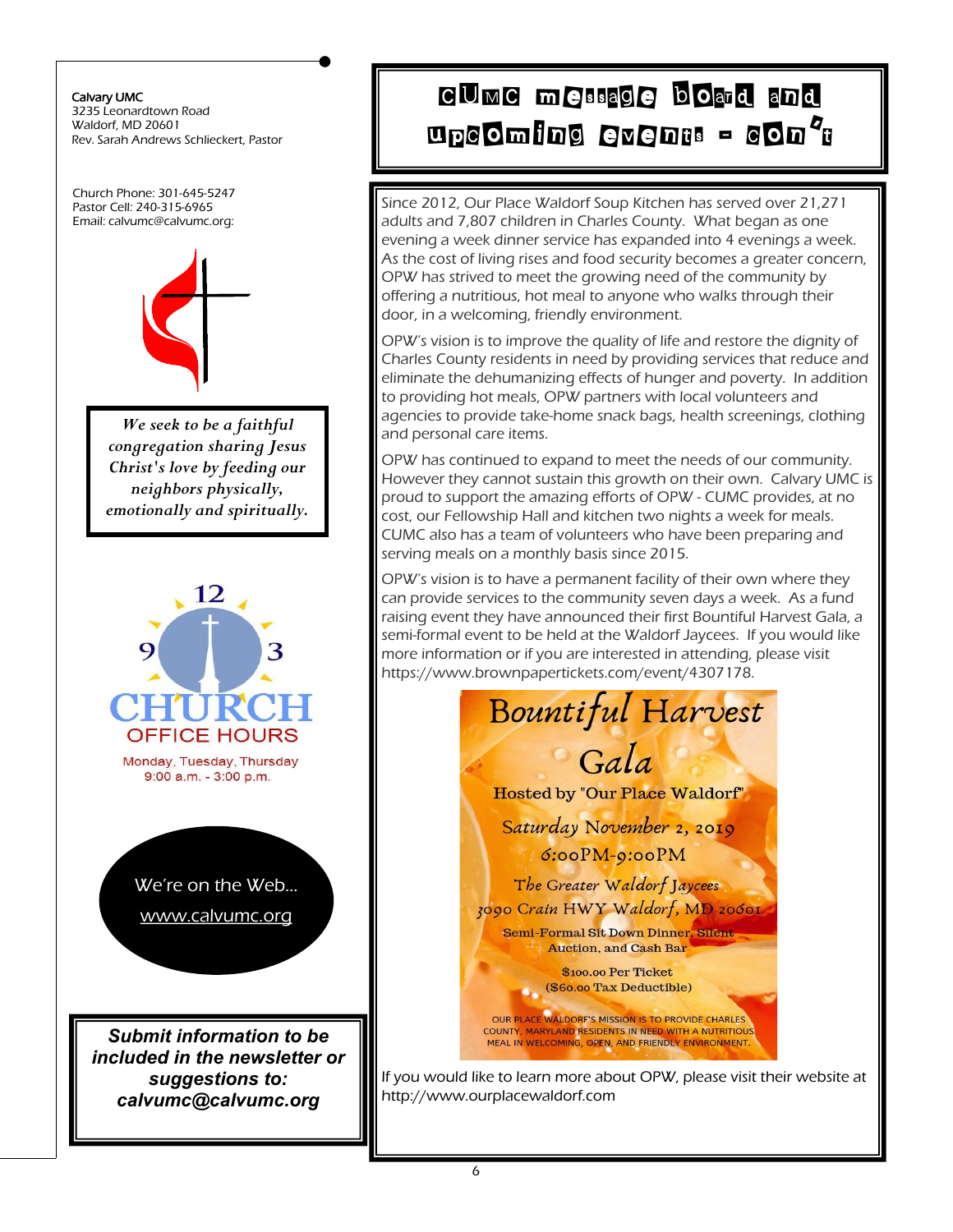**Calvary UMC**
3235 Leonardtown Road
Waldorf, MD 20601
Rev. Sarah Andrews Schlieckert, Pastor

Church Phone: 301-645-5247
Pastor Cell: 240-315-6965
Email: calvumc@calvumc.org:

*We seek to be a faithful congregation sharing Jesus Christ's love by feeding our neighbors physically, emotionally and spiritually.*

CHURCH OFFICE HOURS

Monday, Tuesday, Thursday
9:00 a.m. - 3:00 p.m.

We're on the Web...
www.calvumc.org

***Submit information to be included in the newsletter or suggestions to: calvumc@calvumc.org***

# CUMC message board and upcoming events - con't

Since 2012, Our Place Waldorf Soup Kitchen has served over 21,271 adults and 7,807 children in Charles County. What began as one evening a week dinner service has expanded into 4 evenings a week. As the cost of living rises and food security becomes a greater concern, OPW has strived to meet the growing need of the community by offering a nutritious, hot meal to anyone who walks through their door, in a welcoming, friendly environment.

OPW's vision is to improve the quality of life and restore the dignity of Charles County residents in need by providing services that reduce and eliminate the dehumanizing effects of hunger and poverty. In addition to providing hot meals, OPW partners with local volunteers and agencies to provide take-home snack bags, health screenings, clothing and personal care items.

OPW has continued to expand to meet the needs of our community. However they cannot sustain this growth on their own. Calvary UMC is proud to support the amazing efforts of OPW - CUMC provides, at no cost, our Fellowship Hall and kitchen two nights a week for meals. CUMC also has a team of volunteers who have been preparing and serving meals on a monthly basis since 2015.

OPW's vision is to have a permanent facility of their own where they can provide services to the community seven days a week. As a fund raising event they have announced their first Bountiful Harvest Gala, a semi-formal event to be held at the Waldorf Jaycees. If you would like more information or if you are interested in attending, please visit https://www.brownpapertickets.com/event/4307178.

## Bountiful Harvest Gala

Hosted by "Our Place Waldorf"

Saturday November 2, 2019

6:00PM-9:00PM

The Greater Waldorf Jaycees

3090 Crain HWY Waldorf, MD 20601

Semi-Formal Sit Down Dinner, Silent Auction, and Cash Bar

$100.00 Per Ticket
($60.00 Tax Deductible)

OUR PLACE WALDORF'S MISSION IS TO PROVIDE CHARLES COUNTY, MARYLAND RESIDENTS IN NEED WITH A NUTRITIOUS MEAL IN WELCOMING, OPEN, AND FRIENDLY ENVIRONMENT.

If you would like to learn more about OPW, please visit their website at http://www.ourplacewaldorf.com